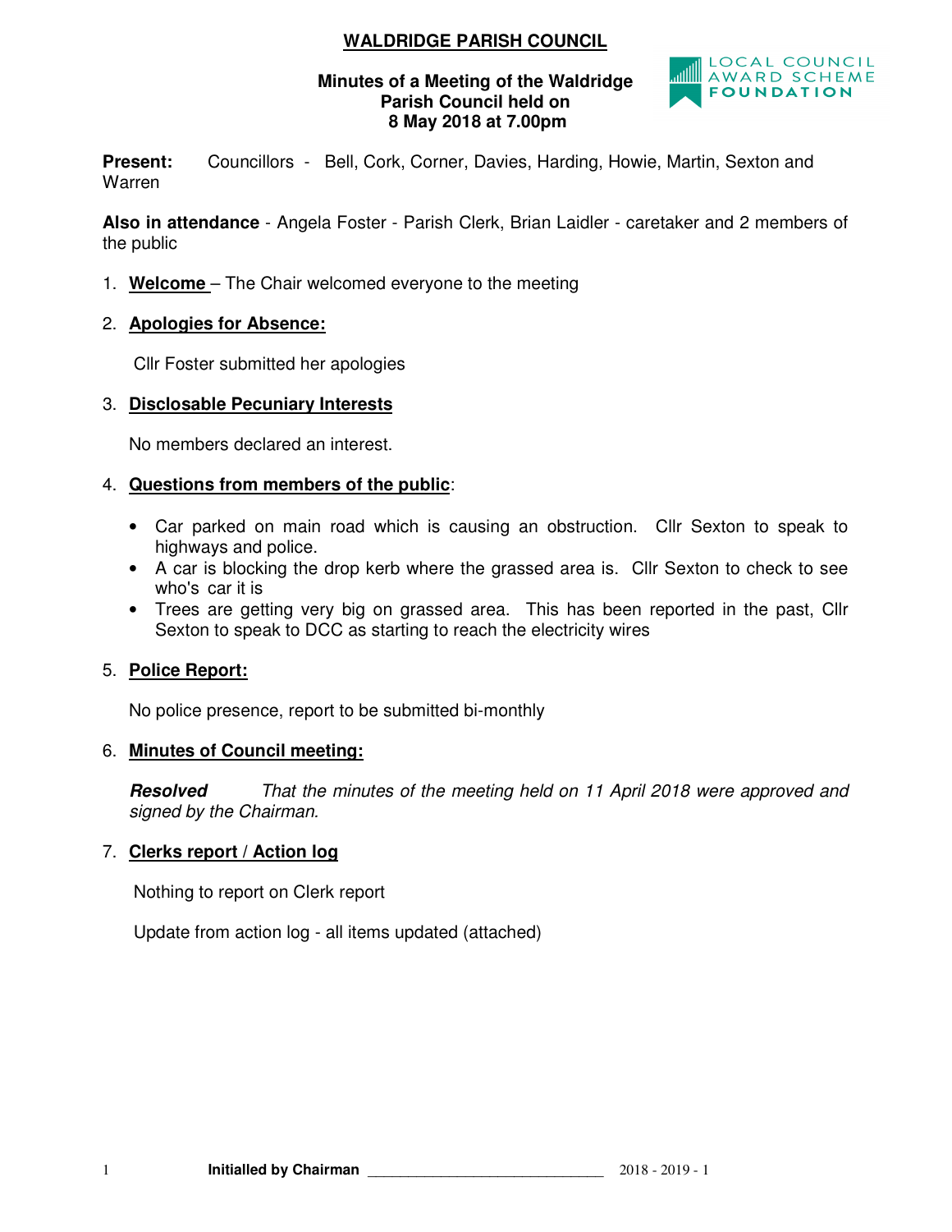# WALDRIDGE PARISH COUNCIL

**Minutes of a Meeting of the Waldridge Parish Council held on 8 May 2018 at 7.00pm**

LOCAL COUNCIL AWARD SCHEME FOUNDATION

**Present:** Councillors - Bell, Cork, Corner, Davies, Harding, Howie, Martin, Sexton and Warren

**Also in attendance** - Angela Foster - Parish Clerk, Brian Laidler - caretaker and 2 members of the public

1. **Welcome** – The Chair welcomed everyone to the meeting

2. **Apologies for Absence:**

   Cllr Foster submitted her apologies

3. **Disclosable Pecuniary Interests**

   No members declared an interest.

4. **Questions from members of the public**:

   - Car parked on main road which is causing an obstruction. Cllr Sexton to speak to highways and police.
   - A car is blocking the drop kerb where the grassed area is. Cllr Sexton to check to see who's car it is
   - Trees are getting very big on grassed area. This has been reported in the past, Cllr Sexton to speak to DCC as starting to reach the electricity wires

5. **Police Report:**

   No police presence, report to be submitted bi-monthly

6. **Minutes of Council meeting:**

   ***Resolved*** *That the minutes of the meeting held on 11 April 2018 were approved and signed by the Chairman.*

7. **Clerks report / Action log**

   Nothing to report on Clerk report

   Update from action log - all items updated (attached)

**Initialled by Chairman** ______________________________ 2018 - 2019 - 1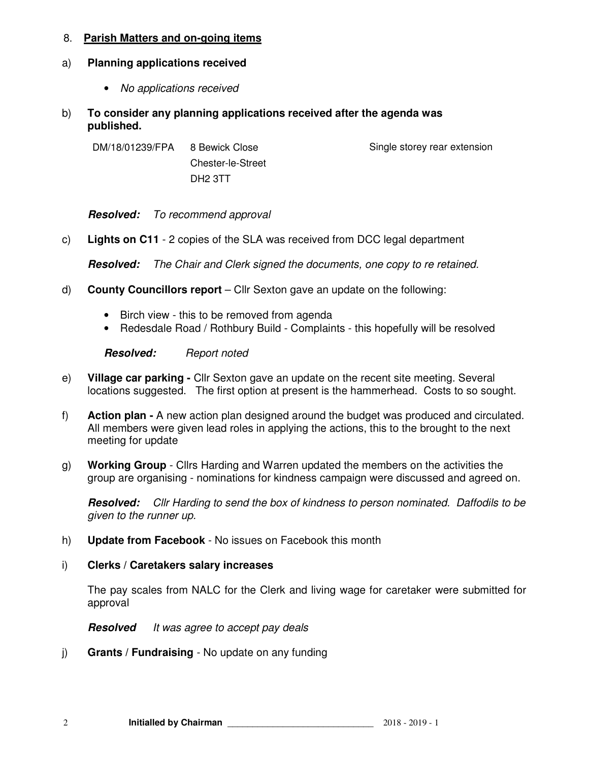## 8. **Parish Matters and on-going items**

a) **Planning applications received**

- *No applications received*

b) **To consider any planning applications received after the agenda was published.**

| | | |
|---|---|---|
| DM/18/01239/FPA | 8 Bewick Close<br>Chester-le-Street<br>DH2 3TT | Single storey rear extension |

***Resolved:*** *To recommend approval*

c) **Lights on C11** - 2 copies of the SLA was received from DCC legal department

***Resolved:*** *The Chair and Clerk signed the documents, one copy to re retained.*

d) **County Councillors report** – Cllr Sexton gave an update on the following:

- Birch view - this to be removed from agenda
- Redesdale Road / Rothbury Build - Complaints - this hopefully will be resolved

***Resolved:*** *Report noted*

e) **Village car parking -** Cllr Sexton gave an update on the recent site meeting. Several locations suggested. The first option at present is the hammerhead. Costs to so sought.

f) **Action plan -** A new action plan designed around the budget was produced and circulated. All members were given lead roles in applying the actions, this to the brought to the next meeting for update

g) **Working Group** - Cllrs Harding and Warren updated the members on the activities the group are organising - nominations for kindness campaign were discussed and agreed on.

***Resolved:*** *Cllr Harding to send the box of kindness to person nominated. Daffodils to be given to the runner up.*

h) **Update from Facebook** - No issues on Facebook this month

i) **Clerks / Caretakers salary increases**

The pay scales from NALC for the Clerk and living wage for caretaker were submitted for approval

***Resolved*** *It was agree to accept pay deals*

j) **Grants / Fundraising** - No update on any funding

**Initialled by Chairman** ______________________________ 2018 - 2019 - 1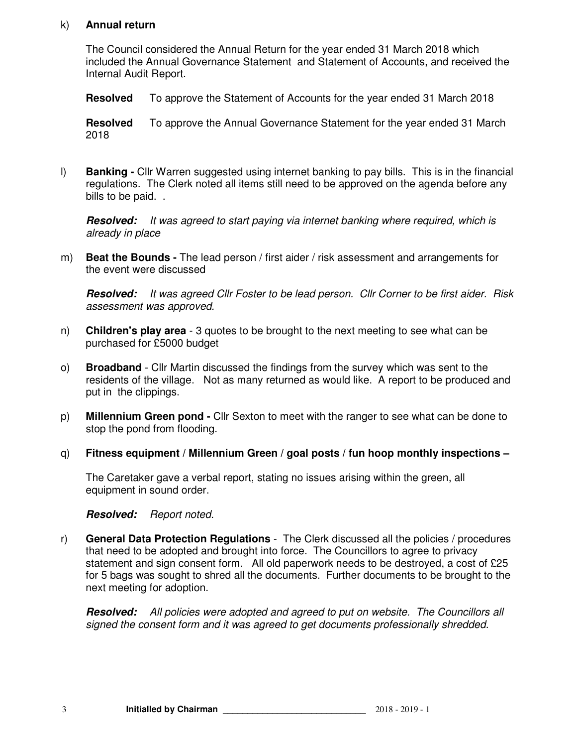k) **Annual return**

The Council considered the Annual Return for the year ended 31 March 2018 which included the Annual Governance Statement and Statement of Accounts, and received the Internal Audit Report.

**Resolved** To approve the Statement of Accounts for the year ended 31 March 2018

**Resolved** To approve the Annual Governance Statement for the year ended 31 March 2018

l) **Banking -** Cllr Warren suggested using internet banking to pay bills. This is in the financial regulations. The Clerk noted all items still need to be approved on the agenda before any bills to be paid. .

***Resolved:*** *It was agreed to start paying via internet banking where required, which is already in place*

m) **Beat the Bounds -** The lead person / first aider / risk assessment and arrangements for the event were discussed

***Resolved:*** *It was agreed Cllr Foster to be lead person. Cllr Corner to be first aider. Risk assessment was approved.*

n) **Children's play area** - 3 quotes to be brought to the next meeting to see what can be purchased for £5000 budget

o) **Broadband** - Cllr Martin discussed the findings from the survey which was sent to the residents of the village. Not as many returned as would like. A report to be produced and put in the clippings.

p) **Millennium Green pond -** Cllr Sexton to meet with the ranger to see what can be done to stop the pond from flooding.

q) **Fitness equipment / Millennium Green / goal posts / fun hoop monthly inspections –**

The Caretaker gave a verbal report, stating no issues arising within the green, all equipment in sound order.

***Resolved:*** *Report noted.*

r) **General Data Protection Regulations** - The Clerk discussed all the policies / procedures that need to be adopted and brought into force. The Councillors to agree to privacy statement and sign consent form. All old paperwork needs to be destroyed, a cost of £25 for 5 bags was sought to shred all the documents. Further documents to be brought to the next meeting for adoption.

***Resolved:*** *All policies were adopted and agreed to put on website. The Councillors all signed the consent form and it was agreed to get documents professionally shredded.*

**Initialled by Chairman** ______________________________ 2018 - 2019 - 1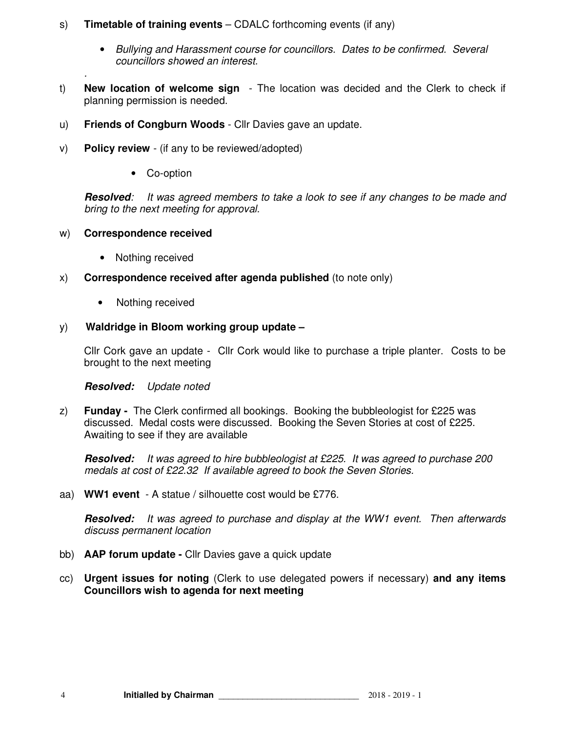s) **Timetable of training events** – CDALC forthcoming events (if any)

- *Bullying and Harassment course for councillors. Dates to be confirmed. Several councillors showed an interest.*

.

t) **New location of welcome sign** - The location was decided and the Clerk to check if planning permission is needed.

u) **Friends of Congburn Woods** - Cllr Davies gave an update.

v) **Policy review** - (if any to be reviewed/adopted)

- Co-option

***Resolved**: It was agreed members to take a look to see if any changes to be made and bring to the next meeting for approval.*

w) **Correspondence received**

- Nothing received

x) **Correspondence received after agenda published** (to note only)

- Nothing received

y) **Waldridge in Bloom working group update –**

Cllr Cork gave an update - Cllr Cork would like to purchase a triple planter. Costs to be brought to the next meeting

***Resolved:** Update noted*

z) **Funday -** The Clerk confirmed all bookings. Booking the bubbleologist for £225 was discussed. Medal costs were discussed. Booking the Seven Stories at cost of £225. Awaiting to see if they are available

***Resolved:** It was agreed to hire bubbleologist at £225. It was agreed to purchase 200 medals at cost of £22.32 If available agreed to book the Seven Stories.*

aa) **WW1 event** - A statue / silhouette cost would be £776.

***Resolved:** It was agreed to purchase and display at the WW1 event. Then afterwards discuss permanent location*

bb) **AAP forum update -** Cllr Davies gave a quick update

cc) **Urgent issues for noting** (Clerk to use delegated powers if necessary) **and any items Councillors wish to agenda for next meeting**

**Initialled by Chairman** ______________________________ 2018 - 2019 - 1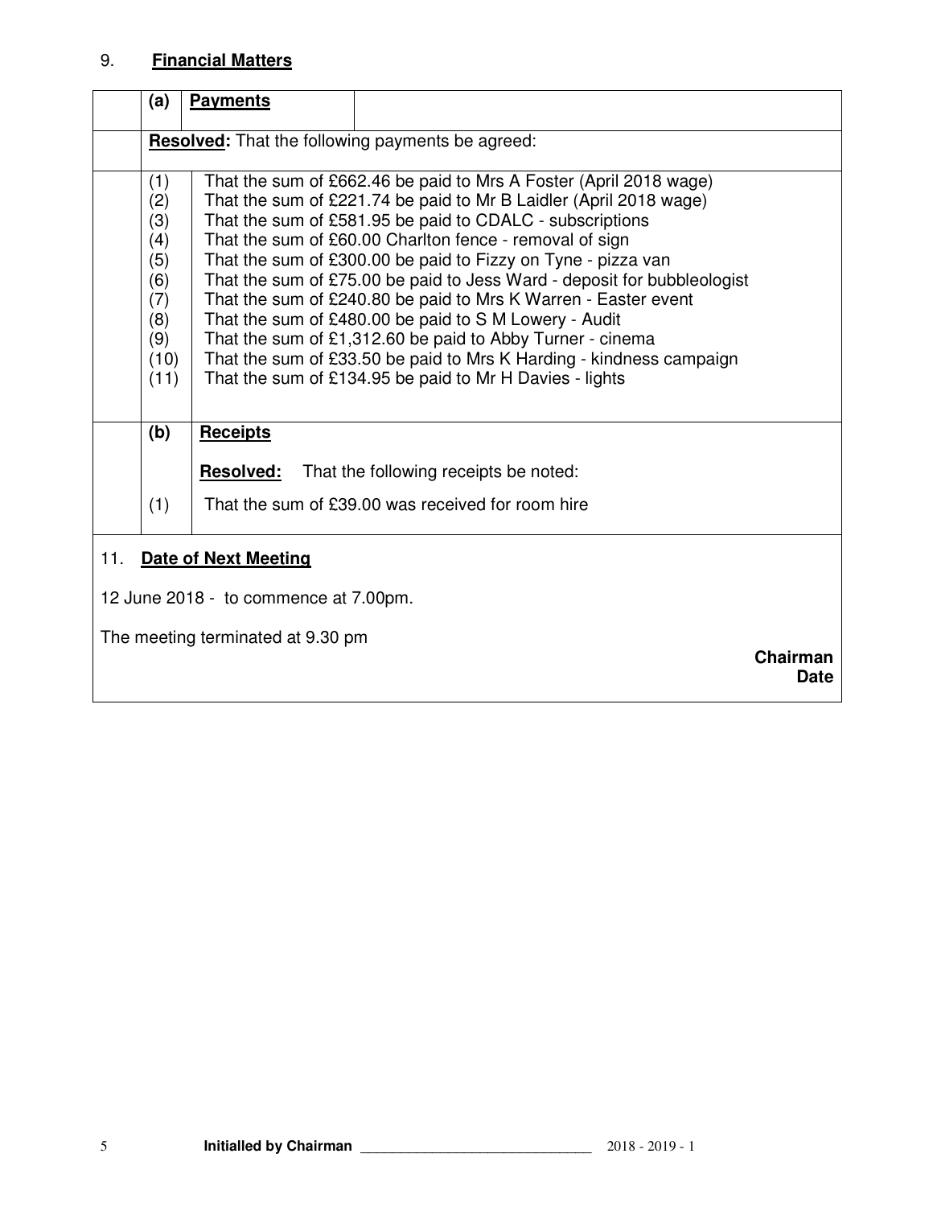9. **Financial Matters**

**(a) Payments**

**Resolved:** That the following payments be agreed:

| | |
|---|---|
| (1) | That the sum of £662.46 be paid to Mrs A Foster (April 2018 wage) |
| (2) | That the sum of £221.74 be paid to Mr B Laidler (April 2018 wage) |
| (3) | That the sum of £581.95 be paid to CDALC - subscriptions |
| (4) | That the sum of £60.00 Charlton fence - removal of sign |
| (5) | That the sum of £300.00 be paid to Fizzy on Tyne - pizza van |
| (6) | That the sum of £75.00 be paid to Jess Ward - deposit for bubbleologist |
| (7) | That the sum of £240.80 be paid to Mrs K Warren - Easter event |
| (8) | That the sum of £480.00 be paid to S M Lowery - Audit |
| (9) | That the sum of £1,312.60 be paid to Abby Turner - cinema |
| (10) | That the sum of £33.50 be paid to Mrs K Harding - kindness campaign |
| (11) | That the sum of £134.95 be paid to Mr H Davies - lights |

**(b) Receipts**

**Resolved:** That the following receipts be noted:

(1) That the sum of £39.00 was received for room hire

11. **Date of Next Meeting**

12 June 2018 - to commence at 7.00pm.

The meeting terminated at 9.30 pm

**Chairman**

**Date**

**Initialled by Chairman** ______________________________ 2018 - 2019 - 1